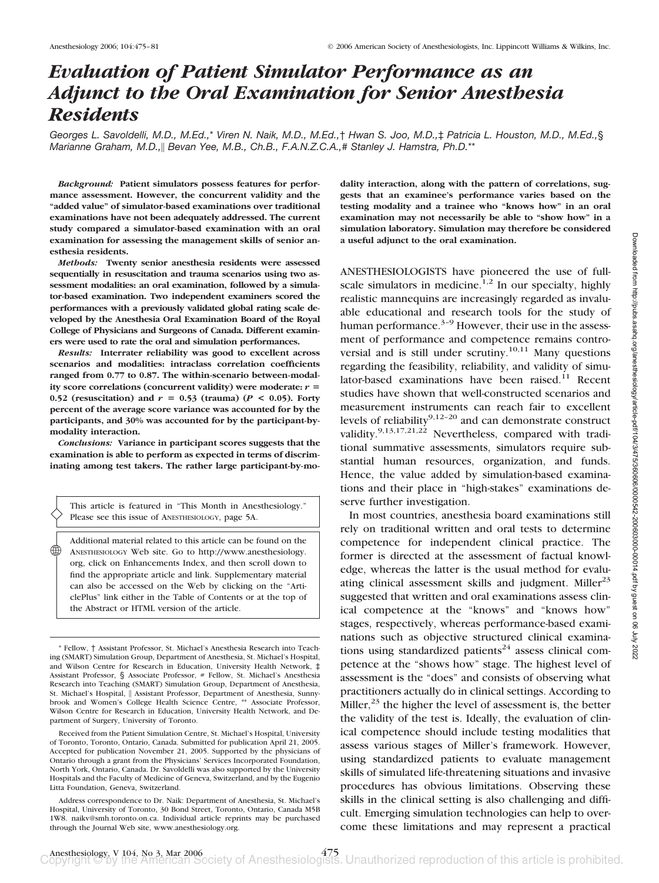# *Evaluation of Patient Simulator Performance as an Adjunct to the Oral Examination for Senior Anesthesia Residents*

*Georges L. Savoldelli, M.D., M.Ed.,\* Viren N. Naik, M.D., M.Ed.,† Hwan S. Joo, M.D.,‡ Patricia L. Houston, M.D., M.Ed.,§ Marianne Graham, M.D.,‖ Bevan Yee, M.B., Ch.B., F.A.N.Z.C.A.,# Stanley J. Hamstra, Ph.D.\*\**

***Background:*** **Patient simulators possess features for performance assessment. However, the concurrent validity and the "added value" of simulator-based examinations over traditional examinations have not been adequately addressed. The current study compared a simulator-based examination with an oral examination for assessing the management skills of senior anesthesia residents.**

***Methods:*** **Twenty senior anesthesia residents were assessed sequentially in resuscitation and trauma scenarios using two assessment modalities: an oral examination, followed by a simulator-based examination. Two independent examiners scored the performances with a previously validated global rating scale developed by the Anesthesia Oral Examination Board of the Royal College of Physicians and Surgeons of Canada. Different examiners were used to rate the oral and simulation performances.**

***Results:*** **Interrater reliability was good to excellent across scenarios and modalities: intraclass correlation coefficients ranged from 0.77 to 0.87. The within-scenario between-modality score correlations (concurrent validity) were moderate: $r$ = 0.52 (resuscitation) and $r$ = 0.53 (trauma) ($P$ < 0.05). Forty percent of the average score variance was accounted for by the participants, and 30% was accounted for by the participant-by-modality interaction.**

***Conclusions:*** **Variance in participant scores suggests that the examination is able to perform as expected in terms of discriminating among test takers. The rather large participant-by-modality interaction, along with the pattern of correlations, suggests that an examinee's performance varies based on the testing modality and a trainee who "knows how" in an oral examination may not necessarily be able to "show how" in a simulation laboratory. Simulation may therefore be considered a useful adjunct to the oral examination.**

This article is featured in "This Month in Anesthesiology." Please see this issue of ANESTHESIOLOGY, page 5A.

Additional material related to this article can be found on the ANESTHESIOLOGY Web site. Go to http://www.anesthesiology.org, click on Enhancements Index, and then scroll down to find the appropriate article and link. Supplementary material can also be accessed on the Web by clicking on the "ArticlePlus" link either in the Table of Contents or at the top of the Abstract or HTML version of the article.

ANESTHESIOLOGISTS have pioneered the use of full-scale simulators in medicine.[1,2] In our specialty, highly realistic mannequins are increasingly regarded as invaluable educational and research tools for the study of human performance.[3–9] However, their use in the assessment of performance and competence remains controversial and is still under scrutiny.[10,11] Many questions regarding the feasibility, reliability, and validity of simulator-based examinations have been raised.[11] Recent studies have shown that well-constructed scenarios and measurement instruments can reach fair to excellent levels of reliability[9,12–20] and can demonstrate construct validity.[9,13,17,21,22] Nevertheless, compared with traditional summative assessments, simulators require substantial human resources, organization, and funds. Hence, the value added by simulation-based examinations and their place in "high-stakes" examinations deserve further investigation.

In most countries, anesthesia board examinations still rely on traditional written and oral tests to determine competence for independent clinical practice. The former is directed at the assessment of factual knowledge, whereas the latter is the usual method for evaluating clinical assessment skills and judgment. Miller[23] suggested that written and oral examinations assess clinical competence at the "knows" and "knows how" stages, respectively, whereas performance-based examinations such as objective structured clinical examinations using standardized patients[24] assess clinical competence at the "shows how" stage. The highest level of assessment is the "does" and consists of observing what practitioners actually do in clinical settings. According to Miller,[23] the higher the level of assessment is, the better the validity of the test is. Ideally, the evaluation of clinical competence should include testing modalities that assess various stages of Miller's framework. However, using standardized patients to evaluate management skills of simulated life-threatening situations and invasive procedures has obvious limitations. Observing these skills in the clinical setting is also challenging and difficult. Emerging simulation technologies can help to overcome these limitations and may represent a practical

\* Fellow, † Assistant Professor, St. Michael's Anesthesia Research into Teaching (SMART) Simulation Group, Department of Anesthesia, St. Michael's Hospital, and Wilson Centre for Research in Education, University Health Network, ‡ Assistant Professor, § Associate Professor, # Fellow, St. Michael's Anesthesia Research into Teaching (SMART) Simulation Group, Department of Anesthesia, St. Michael's Hospital, ‖ Assistant Professor, Department of Anesthesia, Sunnybrook and Women's College Health Science Centre, \*\* Associate Professor, Wilson Centre for Research in Education, University Health Network, and Department of Surgery, University of Toronto.

Received from the Patient Simulation Centre, St. Michael's Hospital, University of Toronto, Toronto, Ontario, Canada. Submitted for publication April 21, 2005. Accepted for publication November 21, 2005. Supported by the physicians of Ontario through a grant from the Physicians' Services Incorporated Foundation, North York, Ontario, Canada. Dr. Savoldelli was also supported by the University Hospitals and the Faculty of Medicine of Geneva, Switzerland, and by the Eugenio Litta Foundation, Geneva, Switzerland.

Address correspondence to Dr. Naik: Department of Anesthesia, St. Michael's Hospital, University of Toronto, 30 Bond Street, Toronto, Ontario, Canada M5B 1W8. naikv@smh.toronto.on.ca. Individual article reprints may be purchased through the Journal Web site, www.anesthesiology.org.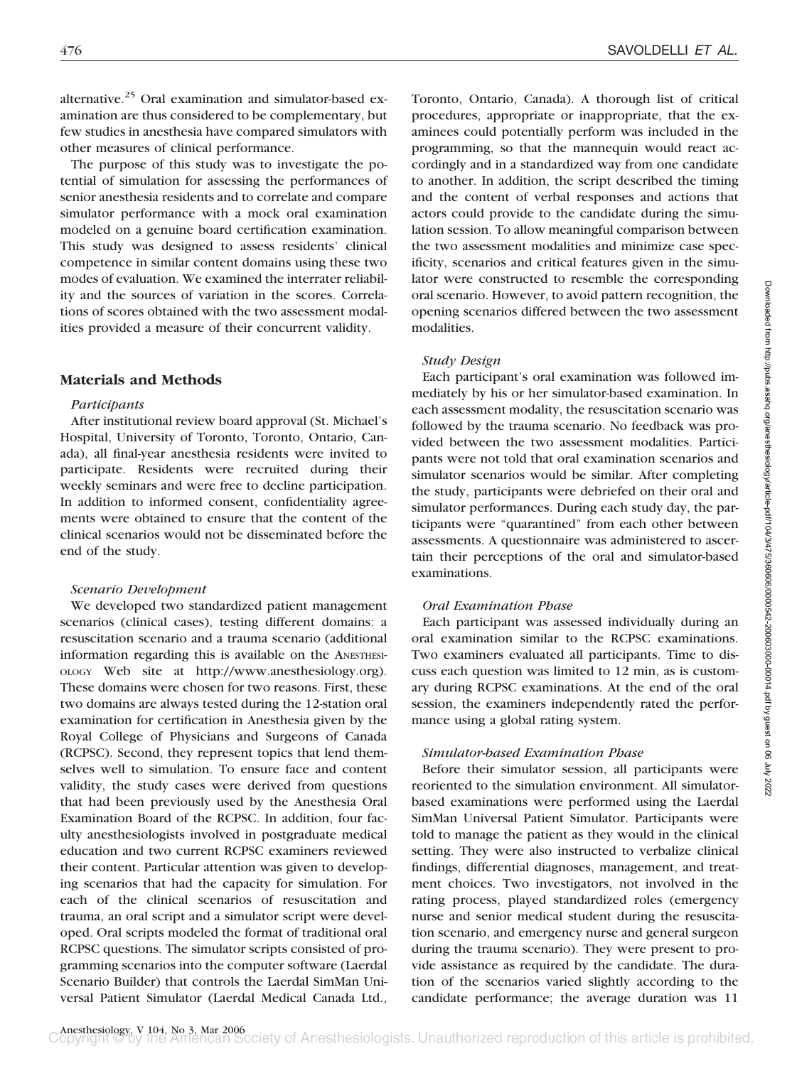alternative.[25] Oral examination and simulator-based examination are thus considered to be complementary, but few studies in anesthesia have compared simulators with other measures of clinical performance.

The purpose of this study was to investigate the potential of simulation for assessing the performances of senior anesthesia residents and to correlate and compare simulator performance with a mock oral examination modeled on a genuine board certification examination. This study was designed to assess residents' clinical competence in similar content domains using these two modes of evaluation. We examined the interrater reliability and the sources of variation in the scores. Correlations of scores obtained with the two assessment modalities provided a measure of their concurrent validity.

## Materials and Methods

### *Participants*

After institutional review board approval (St. Michael's Hospital, University of Toronto, Toronto, Ontario, Canada), all final-year anesthesia residents were invited to participate. Residents were recruited during their weekly seminars and were free to decline participation. In addition to informed consent, confidentiality agreements were obtained to ensure that the content of the clinical scenarios would not be disseminated before the end of the study.

### *Scenario Development*

We developed two standardized patient management scenarios (clinical cases), testing different domains: a resuscitation scenario and a trauma scenario (additional information regarding this is available on the ANESTHESIOLOGY Web site at http://www.anesthesiology.org). These domains were chosen for two reasons. First, these two domains are always tested during the 12-station oral examination for certification in Anesthesia given by the Royal College of Physicians and Surgeons of Canada (RCPSC). Second, they represent topics that lend themselves well to simulation. To ensure face and content validity, the study cases were derived from questions that had been previously used by the Anesthesia Oral Examination Board of the RCPSC. In addition, four faculty anesthesiologists involved in postgraduate medical education and two current RCPSC examiners reviewed their content. Particular attention was given to developing scenarios that had the capacity for simulation. For each of the clinical scenarios of resuscitation and trauma, an oral script and a simulator script were developed. Oral scripts modeled the format of traditional oral RCPSC questions. The simulator scripts consisted of programming scenarios into the computer software (Laerdal Scenario Builder) that controls the Laerdal SimMan Universal Patient Simulator (Laerdal Medical Canada Ltd., Toronto, Ontario, Canada). A thorough list of critical procedures, appropriate or inappropriate, that the examinees could potentially perform was included in the programming, so that the mannequin would react accordingly and in a standardized way from one candidate to another. In addition, the script described the timing and the content of verbal responses and actions that actors could provide to the candidate during the simulation session. To allow meaningful comparison between the two assessment modalities and minimize case specificity, scenarios and critical features given in the simulator were constructed to resemble the corresponding oral scenario. However, to avoid pattern recognition, the opening scenarios differed between the two assessment modalities.

### *Study Design*

Each participant's oral examination was followed immediately by his or her simulator-based examination. In each assessment modality, the resuscitation scenario was followed by the trauma scenario. No feedback was provided between the two assessment modalities. Participants were not told that oral examination scenarios and simulator scenarios would be similar. After completing the study, participants were debriefed on their oral and simulator performances. During each study day, the participants were "quarantined" from each other between assessments. A questionnaire was administered to ascertain their perceptions of the oral and simulator-based examinations.

### *Oral Examination Phase*

Each participant was assessed individually during an oral examination similar to the RCPSC examinations. Two examiners evaluated all participants. Time to discuss each question was limited to 12 min, as is customary during RCPSC examinations. At the end of the oral session, the examiners independently rated the performance using a global rating system.

### *Simulator-based Examination Phase*

Before their simulator session, all participants were reoriented to the simulation environment. All simulator-based examinations were performed using the Laerdal SimMan Universal Patient Simulator. Participants were told to manage the patient as they would in the clinical setting. They were also instructed to verbalize clinical findings, differential diagnoses, management, and treatment choices. Two investigators, not involved in the rating process, played standardized roles (emergency nurse and senior medical student during the resuscitation scenario, and emergency nurse and general surgeon during the trauma scenario). They were present to provide assistance as required by the candidate. The duration of the scenarios varied slightly according to the candidate performance; the average duration was 11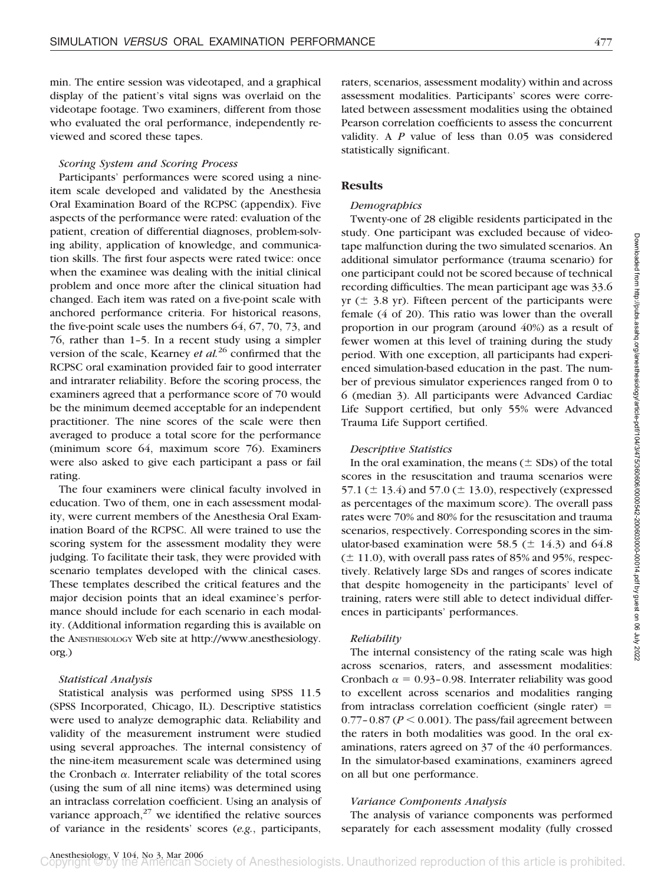min. The entire session was videotaped, and a graphical display of the patient's vital signs was overlaid on the videotape footage. Two examiners, different from those who evaluated the oral performance, independently reviewed and scored these tapes.

### *Scoring System and Scoring Process*

Participants' performances were scored using a nine-item scale developed and validated by the Anesthesia Oral Examination Board of the RCPSC (appendix). Five aspects of the performance were rated: evaluation of the patient, creation of differential diagnoses, problem-solving ability, application of knowledge, and communication skills. The first four aspects were rated twice: once when the examinee was dealing with the initial clinical problem and once more after the clinical situation had changed. Each item was rated on a five-point scale with anchored performance criteria. For historical reasons, the five-point scale uses the numbers 64, 67, 70, 73, and 76, rather than 1–5. In a recent study using a simpler version of the scale, Kearney *et al.*[26] confirmed that the RCPSC oral examination provided fair to good interrater and intrarater reliability. Before the scoring process, the examiners agreed that a performance score of 70 would be the minimum deemed acceptable for an independent practitioner. The nine scores of the scale were then averaged to produce a total score for the performance (minimum score 64, maximum score 76). Examiners were also asked to give each participant a pass or fail rating.

The four examiners were clinical faculty involved in education. Two of them, one in each assessment modality, were current members of the Anesthesia Oral Examination Board of the RCPSC. All were trained to use the scoring system for the assessment modality they were judging. To facilitate their task, they were provided with scenario templates developed with the clinical cases. These templates described the critical features and the major decision points that an ideal examinee's performance should include for each scenario in each modality. (Additional information regarding this is available on the ANESTHESIOLOGY Web site at http://www.anesthesiology.org.)

### *Statistical Analysis*

Statistical analysis was performed using SPSS 11.5 (SPSS Incorporated, Chicago, IL). Descriptive statistics were used to analyze demographic data. Reliability and validity of the measurement instrument were studied using several approaches. The internal consistency of the nine-item measurement scale was determined using the Cronbach $\alpha$. Interrater reliability of the total scores (using the sum of all nine items) was determined using an intraclass correlation coefficient. Using an analysis of variance approach,[27] we identified the relative sources of variance in the residents' scores (*e.g.*, participants, raters, scenarios, assessment modality) within and across assessment modalities. Participants' scores were correlated between assessment modalities using the obtained Pearson correlation coefficients to assess the concurrent validity. A $P$ value of less than 0.05 was considered statistically significant.

## Results

### *Demographics*

Twenty-one of 28 eligible residents participated in the study. One participant was excluded because of videotape malfunction during the two simulated scenarios. An additional simulator performance (trauma scenario) for one participant could not be scored because of technical recording difficulties. The mean participant age was 33.6 yr ($\pm$ 3.8 yr). Fifteen percent of the participants were female (4 of 20). This ratio was lower than the overall proportion in our program (around 40%) as a result of fewer women at this level of training during the study period. With one exception, all participants had experienced simulation-based education in the past. The number of previous simulator experiences ranged from 0 to 6 (median 3). All participants were Advanced Cardiac Life Support certified, but only 55% were Advanced Trauma Life Support certified.

### *Descriptive Statistics*

In the oral examination, the means ($\pm$ SDs) of the total scores in the resuscitation and trauma scenarios were 57.1 ($\pm$ 13.4) and 57.0 ($\pm$ 13.0), respectively (expressed as percentages of the maximum score). The overall pass rates were 70% and 80% for the resuscitation and trauma scenarios, respectively. Corresponding scores in the simulator-based examination were 58.5 ($\pm$ 14.3) and 64.8 ($\pm$ 11.0), with overall pass rates of 85% and 95%, respectively. Relatively large SDs and ranges of scores indicate that despite homogeneity in the participants' level of training, raters were still able to detect individual differences in participants' performances.

### *Reliability*

The internal consistency of the rating scale was high across scenarios, raters, and assessment modalities: Cronbach $\alpha = 0.93$–$0.98$. Interrater reliability was good to excellent across scenarios and modalities ranging from intraclass correlation coefficient (single rater) = 0.77–0.87 ($P < 0.001$). The pass/fail agreement between the raters in both modalities was good. In the oral examinations, raters agreed on 37 of the 40 performances. In the simulator-based examinations, examiners agreed on all but one performance.

### *Variance Components Analysis*

The analysis of variance components was performed separately for each assessment modality (fully crossed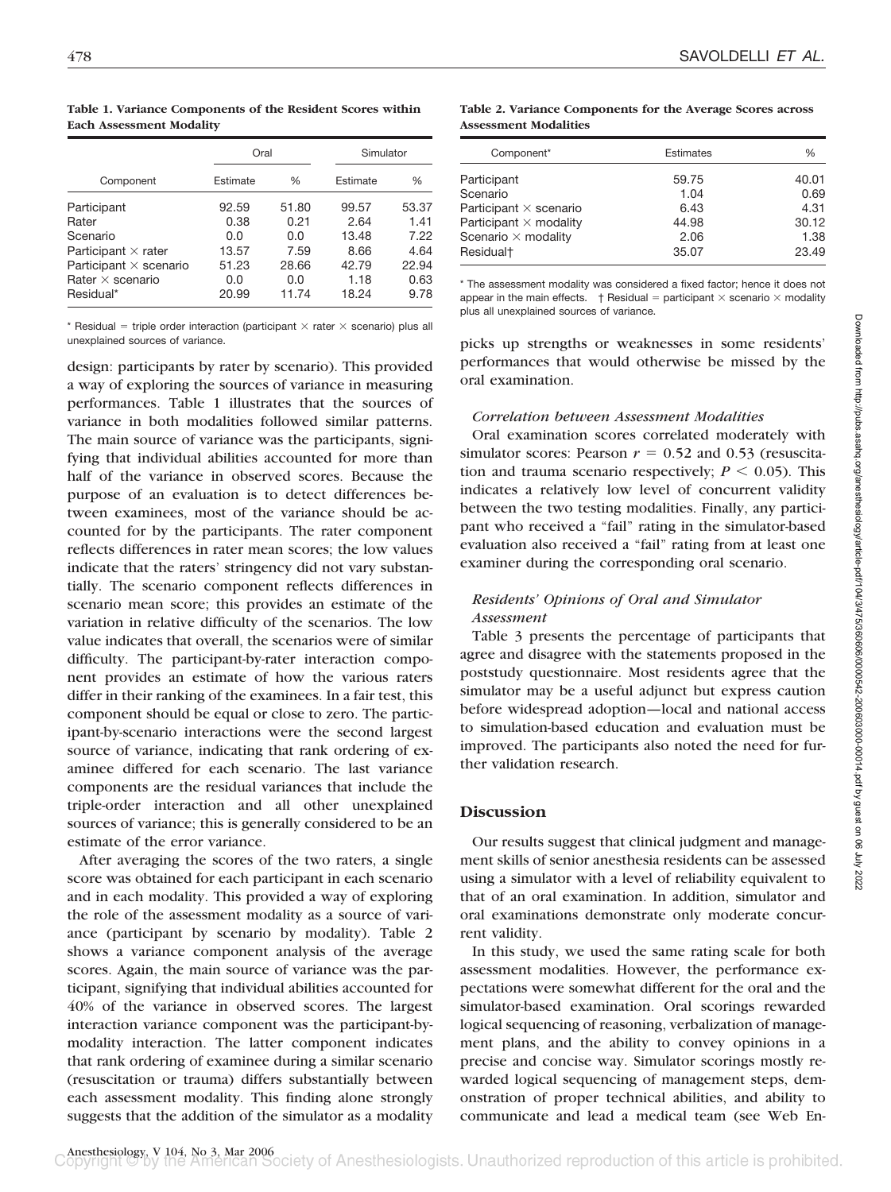**Table 1. Variance Components of the Resident Scores within Each Assessment Modality**

| Component | Oral | | Simulator | |
|---|---|---|---|---|
| | Estimate | % | Estimate | % |
| Participant | 92.59 | 51.80 | 99.57 | 53.37 |
| Rater | 0.38 | 0.21 | 2.64 | 1.41 |
| Scenario | 0.0 | 0.0 | 13.48 | 7.22 |
| Participant × rater | 13.57 | 7.59 | 8.66 | 4.64 |
| Participant × scenario | 51.23 | 28.66 | 42.79 | 22.94 |
| Rater × scenario | 0.0 | 0.0 | 1.18 | 0.63 |
| Residual* | 20.99 | 11.74 | 18.24 | 9.78 |

* Residual = triple order interaction (participant × rater × scenario) plus all unexplained sources of variance.

design: participants by rater by scenario). This provided a way of exploring the sources of variance in measuring performances. Table 1 illustrates that the sources of variance in both modalities followed similar patterns. The main source of variance was the participants, signifying that individual abilities accounted for more than half of the variance in observed scores. Because the purpose of an evaluation is to detect differences between examinees, most of the variance should be accounted for by the participants. The rater component reflects differences in rater mean scores; the low values indicate that the raters' stringency did not vary substantially. The scenario component reflects differences in scenario mean score; this provides an estimate of the variation in relative difficulty of the scenarios. The low value indicates that overall, the scenarios were of similar difficulty. The participant-by-rater interaction component provides an estimate of how the various raters differ in their ranking of the examinees. In a fair test, this component should be equal or close to zero. The participant-by-scenario interactions were the second largest source of variance, indicating that rank ordering of examinee differed for each scenario. The last variance components are the residual variances that include the triple-order interaction and all other unexplained sources of variance; this is generally considered to be an estimate of the error variance.

After averaging the scores of the two raters, a single score was obtained for each participant in each scenario and in each modality. This provided a way of exploring the role of the assessment modality as a source of variance (participant by scenario by modality). Table 2 shows a variance component analysis of the average scores. Again, the main source of variance was the participant, signifying that individual abilities accounted for 40% of the variance in observed scores. The largest interaction variance component was the participant-by-modality interaction. The latter component indicates that rank ordering of examinee during a similar scenario (resuscitation or trauma) differs substantially between each assessment modality. This finding alone strongly suggests that the addition of the simulator as a modality picks up strengths or weaknesses in some residents' performances that would otherwise be missed by the oral examination.

**Table 2. Variance Components for the Average Scores across Assessment Modalities**

| Component* | Estimates | % |
|---|---|---|
| Participant | 59.75 | 40.01 |
| Scenario | 1.04 | 0.69 |
| Participant × scenario | 6.43 | 4.31 |
| Participant × modality | 44.98 | 30.12 |
| Scenario × modality | 2.06 | 1.38 |
| Residual† | 35.07 | 23.49 |

* The assessment modality was considered a fixed factor; hence it does not appear in the main effects. † Residual = participant × scenario × modality plus all unexplained sources of variance.

### *Correlation between Assessment Modalities*

Oral examination scores correlated moderately with simulator scores: Pearson $r = 0.52$ and 0.53 (resuscitation and trauma scenario respectively; $P < 0.05$). This indicates a relatively low level of concurrent validity between the two testing modalities. Finally, any participant who received a "fail" rating in the simulator-based evaluation also received a "fail" rating from at least one examiner during the corresponding oral scenario.

### *Residents' Opinions of Oral and Simulator Assessment*

Table 3 presents the percentage of participants that agree and disagree with the statements proposed in the poststudy questionnaire. Most residents agree that the simulator may be a useful adjunct but express caution before widespread adoption—local and national access to simulation-based education and evaluation must be improved. The participants also noted the need for further validation research.

## Discussion

Our results suggest that clinical judgment and management skills of senior anesthesia residents can be assessed using a simulator with a level of reliability equivalent to that of an oral examination. In addition, simulator and oral examinations demonstrate only moderate concurrent validity.

In this study, we used the same rating scale for both assessment modalities. However, the performance expectations were somewhat different for the oral and the simulator-based examination. Oral scorings rewarded logical sequencing of reasoning, verbalization of management plans, and the ability to convey opinions in a precise and concise way. Simulator scorings mostly rewarded logical sequencing of management steps, demonstration of proper technical abilities, and ability to communicate and lead a medical team (see Web En-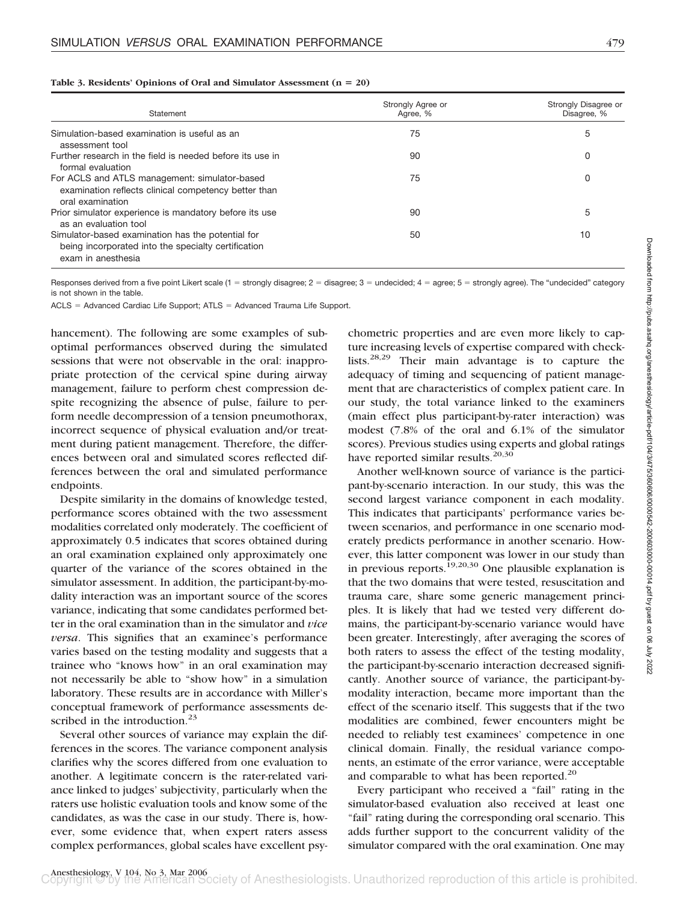**Table 3. Residents' Opinions of Oral and Simulator Assessment (n = 20)**

| Statement | Strongly Agree or Agree, % | Strongly Disagree or Disagree, % |
|---|---|---|
| Simulation-based examination is useful as an assessment tool | 75 | 5 |
| Further research in the field is needed before its use in formal evaluation | 90 | 0 |
| For ACLS and ATLS management: simulator-based examination reflects clinical competency better than oral examination | 75 | 0 |
| Prior simulator experience is mandatory before its use as an evaluation tool | 90 | 5 |
| Simulator-based examination has the potential for being incorporated into the specialty certification exam in anesthesia | 50 | 10 |

Responses derived from a five point Likert scale (1 = strongly disagree; 2 = disagree; 3 = undecided; 4 = agree; 5 = strongly agree). The "undecided" category is not shown in the table.

ACLS = Advanced Cardiac Life Support; ATLS = Advanced Trauma Life Support.

hancement). The following are some examples of suboptimal performances observed during the simulated sessions that were not observable in the oral: inappropriate protection of the cervical spine during airway management, failure to perform chest compression despite recognizing the absence of pulse, failure to perform needle decompression of a tension pneumothorax, incorrect sequence of physical evaluation and/or treatment during patient management. Therefore, the differences between oral and simulated scores reflected differences between the oral and simulated performance endpoints.

Despite similarity in the domains of knowledge tested, performance scores obtained with the two assessment modalities correlated only moderately. The coefficient of approximately 0.5 indicates that scores obtained during an oral examination explained only approximately one quarter of the variance of the scores obtained in the simulator assessment. In addition, the participant-by-modality interaction was an important source of the scores variance, indicating that some candidates performed better in the oral examination than in the simulator and *vice versa*. This signifies that an examinee's performance varies based on the testing modality and suggests that a trainee who "knows how" in an oral examination may not necessarily be able to "show how" in a simulation laboratory. These results are in accordance with Miller's conceptual framework of performance assessments described in the introduction.[23]

Several other sources of variance may explain the differences in the scores. The variance component analysis clarifies why the scores differed from one evaluation to another. A legitimate concern is the rater-related variance linked to judges' subjectivity, particularly when the raters use holistic evaluation tools and know some of the candidates, as was the case in our study. There is, however, some evidence that, when expert raters assess complex performances, global scales have excellent psychometric properties and are even more likely to capture increasing levels of expertise compared with checklists.[28,29] Their main advantage is to capture the adequacy of timing and sequencing of patient management that are characteristics of complex patient care. In our study, the total variance linked to the examiners (main effect plus participant-by-rater interaction) was modest (7.8% of the oral and 6.1% of the simulator scores). Previous studies using experts and global ratings have reported similar results.[20,30]

Another well-known source of variance is the participant-by-scenario interaction. In our study, this was the second largest variance component in each modality. This indicates that participants' performance varies between scenarios, and performance in one scenario moderately predicts performance in another scenario. However, this latter component was lower in our study than in previous reports.[19,20,30] One plausible explanation is that the two domains that were tested, resuscitation and trauma care, share some generic management principles. It is likely that had we tested very different domains, the participant-by-scenario variance would have been greater. Interestingly, after averaging the scores of both raters to assess the effect of the testing modality, the participant-by-scenario interaction decreased significantly. Another source of variance, the participant-by-modality interaction, became more important than the effect of the scenario itself. This suggests that if the two modalities are combined, fewer encounters might be needed to reliably test examinees' competence in one clinical domain. Finally, the residual variance components, an estimate of the error variance, were acceptable and comparable to what has been reported.[20]

Every participant who received a "fail" rating in the simulator-based evaluation also received at least one "fail" rating during the corresponding oral scenario. This adds further support to the concurrent validity of the simulator compared with the oral examination. One may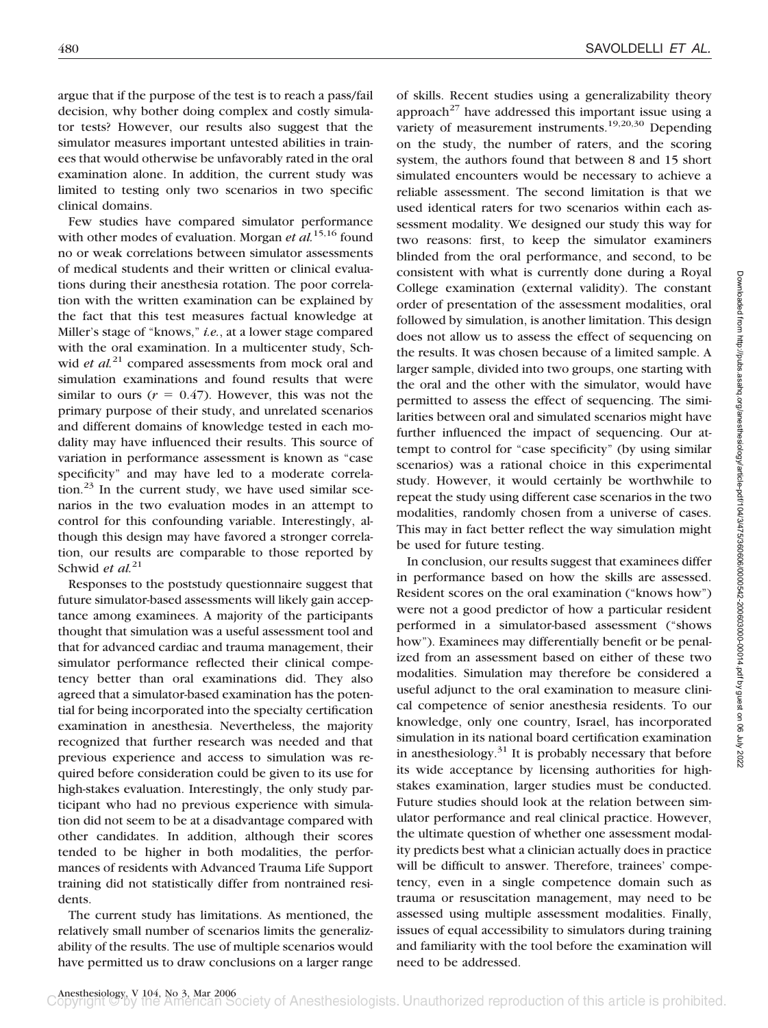argue that if the purpose of the test is to reach a pass/fail decision, why bother doing complex and costly simulator tests? However, our results also suggest that the simulator measures important untested abilities in trainees that would otherwise be unfavorably rated in the oral examination alone. In addition, the current study was limited to testing only two scenarios in two specific clinical domains.

Few studies have compared simulator performance with other modes of evaluation. Morgan *et al.*[15,16] found no or weak correlations between simulator assessments of medical students and their written or clinical evaluations during their anesthesia rotation. The poor correlation with the written examination can be explained by the fact that this test measures factual knowledge at Miller's stage of "knows," *i.e.*, at a lower stage compared with the oral examination. In a multicenter study, Schwid *et al.*[21] compared assessments from mock oral and simulation examinations and found results that were similar to ours ($r = 0.47$). However, this was not the primary purpose of their study, and unrelated scenarios and different domains of knowledge tested in each modality may have influenced their results. This source of variation in performance assessment is known as "case specificity" and may have led to a moderate correlation.[23] In the current study, we have used similar scenarios in the two evaluation modes in an attempt to control for this confounding variable. Interestingly, although this design may have favored a stronger correlation, our results are comparable to those reported by Schwid *et al.*[21]

Responses to the poststudy questionnaire suggest that future simulator-based assessments will likely gain acceptance among examinees. A majority of the participants thought that simulation was a useful assessment tool and that for advanced cardiac and trauma management, their simulator performance reflected their clinical competency better than oral examinations did. They also agreed that a simulator-based examination has the potential for being incorporated into the specialty certification examination in anesthesia. Nevertheless, the majority recognized that further research was needed and that previous experience and access to simulation was required before consideration could be given to its use for high-stakes evaluation. Interestingly, the only study participant who had no previous experience with simulation did not seem to be at a disadvantage compared with other candidates. In addition, although their scores tended to be higher in both modalities, the performances of residents with Advanced Trauma Life Support training did not statistically differ from nontrained residents.

The current study has limitations. As mentioned, the relatively small number of scenarios limits the generalizability of the results. The use of multiple scenarios would have permitted us to draw conclusions on a larger range of skills. Recent studies using a generalizability theory approach[27] have addressed this important issue using a variety of measurement instruments.[19,20,30] Depending on the study, the number of raters, and the scoring system, the authors found that between 8 and 15 short simulated encounters would be necessary to achieve a reliable assessment. The second limitation is that we used identical raters for two scenarios within each assessment modality. We designed our study this way for two reasons: first, to keep the simulator examiners blinded from the oral performance, and second, to be consistent with what is currently done during a Royal College examination (external validity). The constant order of presentation of the assessment modalities, oral followed by simulation, is another limitation. This design does not allow us to assess the effect of sequencing on the results. It was chosen because of a limited sample. A larger sample, divided into two groups, one starting with the oral and the other with the simulator, would have permitted to assess the effect of sequencing. The similarities between oral and simulated scenarios might have further influenced the impact of sequencing. Our attempt to control for "case specificity" (by using similar scenarios) was a rational choice in this experimental study. However, it would certainly be worthwhile to repeat the study using different case scenarios in the two modalities, randomly chosen from a universe of cases. This may in fact better reflect the way simulation might be used for future testing.

In conclusion, our results suggest that examinees differ in performance based on how the skills are assessed. Resident scores on the oral examination ("knows how") were not a good predictor of how a particular resident performed in a simulator-based assessment ("shows how"). Examinees may differentially benefit or be penalized from an assessment based on either of these two modalities. Simulation may therefore be considered a useful adjunct to the oral examination to measure clinical competence of senior anesthesia residents. To our knowledge, only one country, Israel, has incorporated simulation in its national board certification examination in anesthesiology.[31] It is probably necessary that before its wide acceptance by licensing authorities for high-stakes examination, larger studies must be conducted. Future studies should look at the relation between simulator performance and real clinical practice. However, the ultimate question of whether one assessment modality predicts best what a clinician actually does in practice will be difficult to answer. Therefore, trainees' competency, even in a single competence domain such as trauma or resuscitation management, may need to be assessed using multiple assessment modalities. Finally, issues of equal accessibility to simulators during training and familiarity with the tool before the examination will need to be addressed.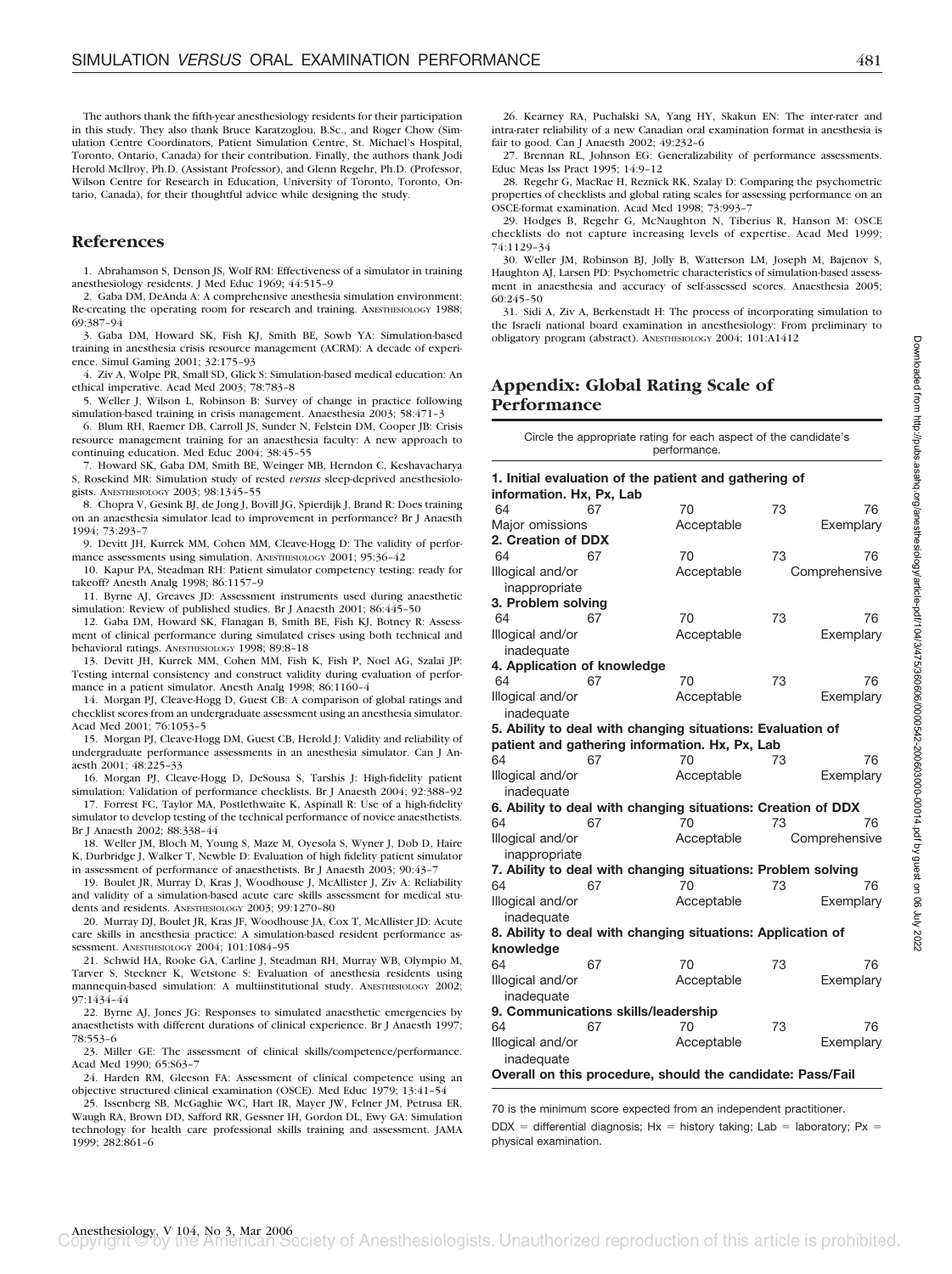The authors thank the fifth-year anesthesiology residents for their participation in this study. They also thank Bruce Karatzoglou, B.Sc., and Roger Chow (Simulation Centre Coordinators, Patient Simulation Centre, St. Michael's Hospital, Toronto, Ontario, Canada) for their contribution. Finally, the authors thank Jodi Herold McIlroy, Ph.D. (Assistant Professor), and Glenn Regehr, Ph.D. (Professor, Wilson Centre for Research in Education, University of Toronto, Toronto, Ontario, Canada), for their thoughtful advice while designing the study.

## References

1. Abrahamson S, Denson JS, Wolf RM: Effectiveness of a simulator in training anesthesiology residents. J Med Educ 1969; 44:515–9
2. Gaba DM, DeAnda A: A comprehensive anesthesia simulation environment: Re-creating the operating room for research and training. ANESTHESIOLOGY 1988; 69:387–94
3. Gaba DM, Howard SK, Fish KJ, Smith BE, Sowb YA: Simulation-based training in anesthesia crisis resource management (ACRM): A decade of experience. Simul Gaming 2001; 32:175–93
4. Ziv A, Wolpe PR, Small SD, Glick S: Simulation-based medical education: An ethical imperative. Acad Med 2003; 78:783–8
5. Weller J, Wilson L, Robinson B: Survey of change in practice following simulation-based training in crisis management. Anaesthesia 2003; 58:471–3
6. Blum RH, Raemer DB, Carroll JS, Sunder N, Felstein DM, Cooper JB: Crisis resource management training for an anaesthesia faculty: A new approach to continuing education. Med Educ 2004; 38:45–55
7. Howard SK, Gaba DM, Smith BE, Weinger MB, Herndon C, Keshavacharya S, Rosekind MR: Simulation study of rested *versus* sleep-deprived anesthesiologists. ANESTHESIOLOGY 2003; 98:1345–55
8. Chopra V, Gesink BJ, de Jong J, Bovill JG, Spierdijk J, Brand R: Does training on an anaesthesia simulator lead to improvement in performance? Br J Anaesth 1994; 73:293–7
9. Devitt JH, Kurrek MM, Cohen MM, Cleave-Hogg D: The validity of performance assessments using simulation. ANESTHESIOLOGY 2001; 95:36–42
10. Kapur PA, Steadman RH: Patient simulator competency testing: ready for takeoff? Anesth Analg 1998; 86:1157–9
11. Byrne AJ, Greaves JD: Assessment instruments used during anaesthetic simulation: Review of published studies. Br J Anaesth 2001; 86:445–50
12. Gaba DM, Howard SK, Flanagan B, Smith BE, Fish KJ, Botney R: Assessment of clinical performance during simulated crises using both technical and behavioral ratings. ANESTHESIOLOGY 1998; 89:8–18
13. Devitt JH, Kurrek MM, Cohen MM, Fish K, Fish P, Noel AG, Szalai JP: Testing internal consistency and construct validity during evaluation of performance in a patient simulator. Anesth Analg 1998; 86:1160–4
14. Morgan PJ, Cleave-Hogg D, Guest CB: A comparison of global ratings and checklist scores from an undergraduate assessment using an anesthesia simulator. Acad Med 2001; 76:1053–5
15. Morgan PJ, Cleave-Hogg DM, Guest CB, Herold J: Validity and reliability of undergraduate performance assessments in an anesthesia simulator. Can J Anaesth 2001; 48:225–33
16. Morgan PJ, Cleave-Hogg D, DeSousa S, Tarshis J: High-fidelity patient simulation: Validation of performance checklists. Br J Anaesth 2004; 92:388–92
17. Forrest FC, Taylor MA, Postlethwaite K, Aspinall R: Use of a high-fidelity simulator to develop testing of the technical performance of novice anaesthetists. Br J Anaesth 2002; 88:338–44
18. Weller JM, Bloch M, Young S, Maze M, Oyesola S, Wyner J, Dob D, Haire K, Durbridge J, Walker T, Newble D: Evaluation of high fidelity patient simulator in assessment of performance of anaesthetists. Br J Anaesth 2003; 90:43–7
19. Boulet JR, Murray D, Kras J, Woodhouse J, McAllister J, Ziv A: Reliability and validity of a simulation-based acute care skills assessment for medical students and residents. ANESTHESIOLOGY 2003; 99:1270–80
20. Murray DJ, Boulet JR, Kras JF, Woodhouse JA, Cox T, McAllister JD: Acute care skills in anesthesia practice: A simulation-based resident performance assessment. ANESTHESIOLOGY 2004; 101:1084–95
21. Schwid HA, Rooke GA, Carline J, Steadman RH, Murray WB, Olympio M, Tarver S, Steckner K, Wetstone S: Evaluation of anesthesia residents using mannequin-based simulation: A multiinstitutional study. ANESTHESIOLOGY 2002; 97:1434–44
22. Byrne AJ, Jones JG: Responses to simulated anaesthetic emergencies by anaesthetists with different durations of clinical experience. Br J Anaesth 1997; 78:553–6
23. Miller GE: The assessment of clinical skills/competence/performance. Acad Med 1990; 65:S63–7
24. Harden RM, Gleeson FA: Assessment of clinical competence using an objective structured clinical examination (OSCE). Med Educ 1979; 13:41–54
25. Issenberg SB, McGaghie WC, Hart IR, Mayer JW, Felner JM, Petrusa ER, Waugh RA, Brown DD, Safford RR, Gessner IH, Gordon DL, Ewy GA: Simulation technology for health care professional skills training and assessment. JAMA 1999; 282:861–6
26. Kearney RA, Puchalski SA, Yang HY, Skakun EN: The inter-rater and intra-rater reliability of a new Canadian oral examination format in anesthesia is fair to good. Can J Anaesth 2002; 49:232–6
27. Brennan RL, Johnson EG: Generalizability of performance assessments. Educ Meas Iss Pract 1995; 14:9–12
28. Regehr G, MacRae H, Reznick RK, Szalay D: Comparing the psychometric properties of checklists and global rating scales for assessing performance on an OSCE-format examination. Acad Med 1998; 73:993–7
29. Hodges B, Regehr G, McNaughton N, Tiberius R, Hanson M: OSCE checklists do not capture increasing levels of expertise. Acad Med 1999; 74:1129–34
30. Weller JM, Robinson BJ, Jolly B, Watterson LM, Joseph M, Bajenov S, Haughton AJ, Larsen PD: Psychometric characteristics of simulation-based assessment in anaesthesia and accuracy of self-assessed scores. Anaesthesia 2005; 60:245–50
31. Sidi A, Ziv A, Berkenstadt H: The process of incorporating simulation to the Israeli national board examination in anesthesiology: From preliminary to obligatory program (abstract). ANESTHESIOLOGY 2004; 101:A1412

## Appendix: Global Rating Scale of Performance

Circle the appropriate rating for each aspect of the candidate's performance.

**1. Initial evaluation of the patient and gathering of information. Hx, Px, Lab**

| 64 | 67 | 70 | 73 | 76 |
|---|---|---|---|---|
| Major omissions | | Acceptable | | Exemplary |

**2. Creation of DDX**

| 64 | 67 | 70 | 73 | 76 |
|---|---|---|---|---|
| Illogical and/or inappropriate | | Acceptable | | Comprehensive |

**3. Problem solving**

| 64 | 67 | 70 | 73 | 76 |
|---|---|---|---|---|
| Illogical and/or inadequate | | Acceptable | | Exemplary |

**4. Application of knowledge**

| 64 | 67 | 70 | 73 | 76 |
|---|---|---|---|---|
| Illogical and/or inadequate | | Acceptable | | Exemplary |

**5. Ability to deal with changing situations: Evaluation of patient and gathering information. Hx, Px, Lab**

| 64 | 67 | 70 | 73 | 76 |
|---|---|---|---|---|
| Illogical and/or inadequate | | Acceptable | | Exemplary |

**6. Ability to deal with changing situations: Creation of DDX**

| 64 | 67 | 70 | 73 | 76 |
|---|---|---|---|---|
| Illogical and/or inappropriate | | Acceptable | | Comprehensive |

**7. Ability to deal with changing situations: Problem solving**

| 64 | 67 | 70 | 73 | 76 |
|---|---|---|---|---|
| Illogical and/or inadequate | | Acceptable | | Exemplary |

**8. Ability to deal with changing situations: Application of knowledge**

| 64 | 67 | 70 | 73 | 76 |
|---|---|---|---|---|
| Illogical and/or inadequate | | Acceptable | | Exemplary |

**9. Communications skills/leadership**

| 64 | 67 | 70 | 73 | 76 |
|---|---|---|---|---|
| Illogical and/or inadequate | | Acceptable | | Exemplary |

**Overall on this procedure, should the candidate: Pass/Fail**

70 is the minimum score expected from an independent practitioner.

DDX = differential diagnosis; Hx = history taking; Lab = laboratory; Px = physical examination.